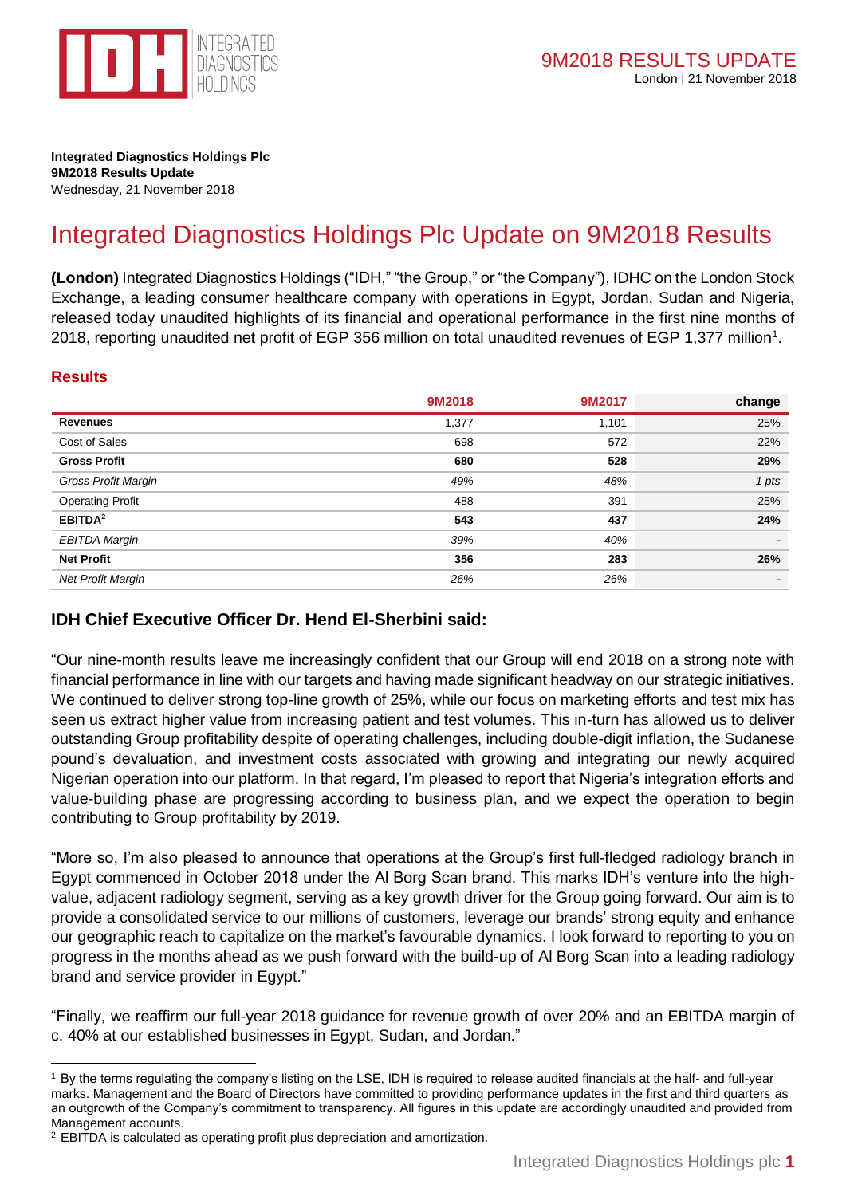**Integrated Diagnostics Holdings Plc**
**9M2018 Results Update**
Wednesday, 21 November 2018

# Integrated Diagnostics Holdings Plc Update on 9M2018 Results

**(London)** Integrated Diagnostics Holdings ("IDH," "the Group," or "the Company"), IDHC on the London Stock Exchange, a leading consumer healthcare company with operations in Egypt, Jordan, Sudan and Nigeria, released today unaudited highlights of its financial and operational performance in the first nine months of 2018, reporting unaudited net profit of EGP 356 million on total unaudited revenues of EGP 1,377 million[1].

## Results

| | 9M2018 | 9M2017 | change |
|---|---|---|---|
| **Revenues** | 1,377 | 1,101 | 25% |
| Cost of Sales | 698 | 572 | 22% |
| **Gross Profit** | **680** | **528** | **29%** |
| *Gross Profit Margin* | *49%* | *48%* | *1 pts* |
| Operating Profit | 488 | 391 | 25% |
| **EBITDA[2]** | **543** | **437** | **24%** |
| *EBITDA Margin* | *39%* | *40%* | - |
| **Net Profit** | **356** | **283** | **26%** |
| *Net Profit Margin* | *26%* | *26%* | - |

## IDH Chief Executive Officer Dr. Hend El-Sherbini said:

"Our nine-month results leave me increasingly confident that our Group will end 2018 on a strong note with financial performance in line with our targets and having made significant headway on our strategic initiatives. We continued to deliver strong top-line growth of 25%, while our focus on marketing efforts and test mix has seen us extract higher value from increasing patient and test volumes. This in-turn has allowed us to deliver outstanding Group profitability despite of operating challenges, including double-digit inflation, the Sudanese pound's devaluation, and investment costs associated with growing and integrating our newly acquired Nigerian operation into our platform. In that regard, I'm pleased to report that Nigeria's integration efforts and value-building phase are progressing according to business plan, and we expect the operation to begin contributing to Group profitability by 2019.

"More so, I'm also pleased to announce that operations at the Group's first full-fledged radiology branch in Egypt commenced in October 2018 under the Al Borg Scan brand. This marks IDH's venture into the high-value, adjacent radiology segment, serving as a key growth driver for the Group going forward. Our aim is to provide a consolidated service to our millions of customers, leverage our brands' strong equity and enhance our geographic reach to capitalize on the market's favourable dynamics. I look forward to reporting to you on progress in the months ahead as we push forward with the build-up of Al Borg Scan into a leading radiology brand and service provider in Egypt."

"Finally, we reaffirm our full-year 2018 guidance for revenue growth of over 20% and an EBITDA margin of c. 40% at our established businesses in Egypt, Sudan, and Jordan."

---

[1] By the terms regulating the company's listing on the LSE, IDH is required to release audited financials at the half- and full-year marks. Management and the Board of Directors have committed to providing performance updates in the first and third quarters as an outgrowth of the Company's commitment to transparency. All figures in this update are accordingly unaudited and provided from Management accounts.

[2] EBITDA is calculated as operating profit plus depreciation and amortization.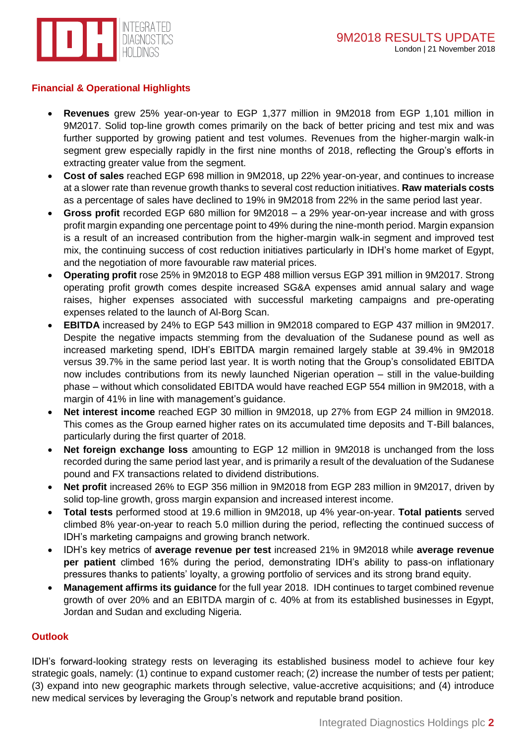## Financial & Operational Highlights

- **Revenues** grew 25% year-on-year to EGP 1,377 million in 9M2018 from EGP 1,101 million in 9M2017. Solid top-line growth comes primarily on the back of better pricing and test mix and was further supported by growing patient and test volumes. Revenues from the higher-margin walk-in segment grew especially rapidly in the first nine months of 2018, reflecting the Group's efforts in extracting greater value from the segment.
- **Cost of sales** reached EGP 698 million in 9M2018, up 22% year-on-year, and continues to increase at a slower rate than revenue growth thanks to several cost reduction initiatives. **Raw materials costs** as a percentage of sales have declined to 19% in 9M2018 from 22% in the same period last year.
- **Gross profit** recorded EGP 680 million for 9M2018 – a 29% year-on-year increase and with gross profit margin expanding one percentage point to 49% during the nine-month period. Margin expansion is a result of an increased contribution from the higher-margin walk-in segment and improved test mix, the continuing success of cost reduction initiatives particularly in IDH's home market of Egypt, and the negotiation of more favourable raw material prices.
- **Operating profit** rose 25% in 9M2018 to EGP 488 million versus EGP 391 million in 9M2017. Strong operating profit growth comes despite increased SG&A expenses amid annual salary and wage raises, higher expenses associated with successful marketing campaigns and pre-operating expenses related to the launch of Al-Borg Scan.
- **EBITDA** increased by 24% to EGP 543 million in 9M2018 compared to EGP 437 million in 9M2017. Despite the negative impacts stemming from the devaluation of the Sudanese pound as well as increased marketing spend, IDH's EBITDA margin remained largely stable at 39.4% in 9M2018 versus 39.7% in the same period last year. It is worth noting that the Group's consolidated EBITDA now includes contributions from its newly launched Nigerian operation – still in the value-building phase – without which consolidated EBITDA would have reached EGP 554 million in 9M2018, with a margin of 41% in line with management's guidance.
- **Net interest income** reached EGP 30 million in 9M2018, up 27% from EGP 24 million in 9M2018. This comes as the Group earned higher rates on its accumulated time deposits and T-Bill balances, particularly during the first quarter of 2018.
- **Net foreign exchange loss** amounting to EGP 12 million in 9M2018 is unchanged from the loss recorded during the same period last year, and is primarily a result of the devaluation of the Sudanese pound and FX transactions related to dividend distributions.
- **Net profit** increased 26% to EGP 356 million in 9M2018 from EGP 283 million in 9M2017, driven by solid top-line growth, gross margin expansion and increased interest income.
- **Total tests** performed stood at 19.6 million in 9M2018, up 4% year-on-year. **Total patients** served climbed 8% year-on-year to reach 5.0 million during the period, reflecting the continued success of IDH's marketing campaigns and growing branch network.
- IDH's key metrics of **average revenue per test** increased 21% in 9M2018 while **average revenue per patient** climbed 16% during the period, demonstrating IDH's ability to pass-on inflationary pressures thanks to patients' loyalty, a growing portfolio of services and its strong brand equity.
- **Management affirms its guidance** for the full year 2018. IDH continues to target combined revenue growth of over 20% and an EBITDA margin of c. 40% at from its established businesses in Egypt, Jordan and Sudan and excluding Nigeria.

## Outlook

IDH's forward-looking strategy rests on leveraging its established business model to achieve four key strategic goals, namely: (1) continue to expand customer reach; (2) increase the number of tests per patient; (3) expand into new geographic markets through selective, value-accretive acquisitions; and (4) introduce new medical services by leveraging the Group's network and reputable brand position.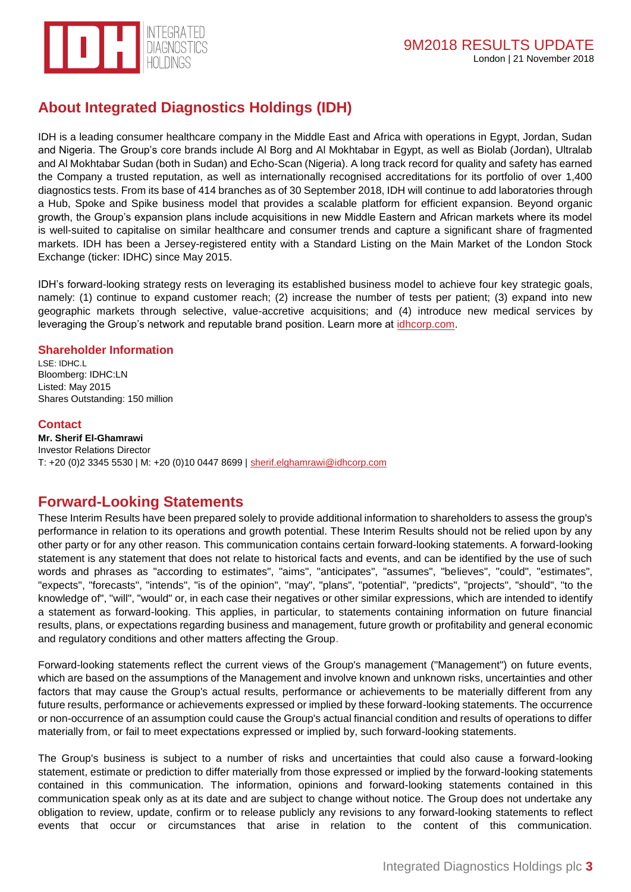## About Integrated Diagnostics Holdings (IDH)

IDH is a leading consumer healthcare company in the Middle East and Africa with operations in Egypt, Jordan, Sudan and Nigeria. The Group's core brands include Al Borg and Al Mokhtabar in Egypt, as well as Biolab (Jordan), Ultralab and Al Mokhtabar Sudan (both in Sudan) and Echo-Scan (Nigeria). A long track record for quality and safety has earned the Company a trusted reputation, as well as internationally recognised accreditations for its portfolio of over 1,400 diagnostics tests. From its base of 414 branches as of 30 September 2018, IDH will continue to add laboratories through a Hub, Spoke and Spike business model that provides a scalable platform for efficient expansion. Beyond organic growth, the Group's expansion plans include acquisitions in new Middle Eastern and African markets where its model is well-suited to capitalise on similar healthcare and consumer trends and capture a significant share of fragmented markets. IDH has been a Jersey-registered entity with a Standard Listing on the Main Market of the London Stock Exchange (ticker: IDHC) since May 2015.

IDH's forward-looking strategy rests on leveraging its established business model to achieve four key strategic goals, namely: (1) continue to expand customer reach; (2) increase the number of tests per patient; (3) expand into new geographic markets through selective, value-accretive acquisitions; and (4) introduce new medical services by leveraging the Group's network and reputable brand position. Learn more at idhcorp.com.

### Shareholder Information

LSE: IDHC.L
Bloomberg: IDHC:LN
Listed: May 2015
Shares Outstanding: 150 million

### Contact

**Mr. Sherif El-Ghamrawi**
Investor Relations Director
T: +20 (0)2 3345 5530 | M: +20 (0)10 0447 8699 | sherif.elghamrawi@idhcorp.com

## Forward-Looking Statements

These Interim Results have been prepared solely to provide additional information to shareholders to assess the group's performance in relation to its operations and growth potential. These Interim Results should not be relied upon by any other party or for any other reason. This communication contains certain forward-looking statements. A forward-looking statement is any statement that does not relate to historical facts and events, and can be identified by the use of such words and phrases as "according to estimates", "aims", "anticipates", "assumes", "believes", "could", "estimates", "expects", "forecasts", "intends", "is of the opinion", "may", "plans", "potential", "predicts", "projects", "should", "to the knowledge of", "will", "would" or, in each case their negatives or other similar expressions, which are intended to identify a statement as forward-looking. This applies, in particular, to statements containing information on future financial results, plans, or expectations regarding business and management, future growth or profitability and general economic and regulatory conditions and other matters affecting the Group.

Forward-looking statements reflect the current views of the Group's management ("Management") on future events, which are based on the assumptions of the Management and involve known and unknown risks, uncertainties and other factors that may cause the Group's actual results, performance or achievements to be materially different from any future results, performance or achievements expressed or implied by these forward-looking statements. The occurrence or non-occurrence of an assumption could cause the Group's actual financial condition and results of operations to differ materially from, or fail to meet expectations expressed or implied by, such forward-looking statements.

The Group's business is subject to a number of risks and uncertainties that could also cause a forward-looking statement, estimate or prediction to differ materially from those expressed or implied by the forward-looking statements contained in this communication. The information, opinions and forward-looking statements contained in this communication speak only as at its date and are subject to change without notice. The Group does not undertake any obligation to review, update, confirm or to release publicly any revisions to any forward-looking statements to reflect events that occur or circumstances that arise in relation to the content of this communication.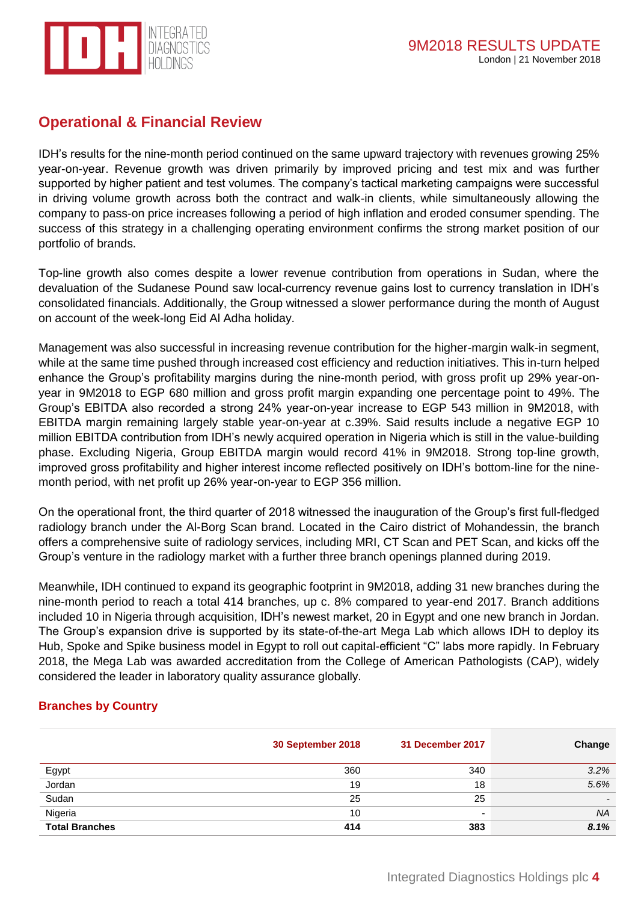## Operational & Financial Review

IDH's results for the nine-month period continued on the same upward trajectory with revenues growing 25% year-on-year. Revenue growth was driven primarily by improved pricing and test mix and was further supported by higher patient and test volumes. The company's tactical marketing campaigns were successful in driving volume growth across both the contract and walk-in clients, while simultaneously allowing the company to pass-on price increases following a period of high inflation and eroded consumer spending. The success of this strategy in a challenging operating environment confirms the strong market position of our portfolio of brands.

Top-line growth also comes despite a lower revenue contribution from operations in Sudan, where the devaluation of the Sudanese Pound saw local-currency revenue gains lost to currency translation in IDH's consolidated financials. Additionally, the Group witnessed a slower performance during the month of August on account of the week-long Eid Al Adha holiday.

Management was also successful in increasing revenue contribution for the higher-margin walk-in segment, while at the same time pushed through increased cost efficiency and reduction initiatives. This in-turn helped enhance the Group's profitability margins during the nine-month period, with gross profit up 29% year-on-year in 9M2018 to EGP 680 million and gross profit margin expanding one percentage point to 49%. The Group's EBITDA also recorded a strong 24% year-on-year increase to EGP 543 million in 9M2018, with EBITDA margin remaining largely stable year-on-year at c.39%. Said results include a negative EGP 10 million EBITDA contribution from IDH's newly acquired operation in Nigeria which is still in the value-building phase. Excluding Nigeria, Group EBITDA margin would record 41% in 9M2018. Strong top-line growth, improved gross profitability and higher interest income reflected positively on IDH's bottom-line for the nine-month period, with net profit up 26% year-on-year to EGP 356 million.

On the operational front, the third quarter of 2018 witnessed the inauguration of the Group's first full-fledged radiology branch under the Al-Borg Scan brand. Located in the Cairo district of Mohandessin, the branch offers a comprehensive suite of radiology services, including MRI, CT Scan and PET Scan, and kicks off the Group's venture in the radiology market with a further three branch openings planned during 2019.

Meanwhile, IDH continued to expand its geographic footprint in 9M2018, adding 31 new branches during the nine-month period to reach a total 414 branches, up c. 8% compared to year-end 2017. Branch additions included 10 in Nigeria through acquisition, IDH's newest market, 20 in Egypt and one new branch in Jordan. The Group's expansion drive is supported by its state-of-the-art Mega Lab which allows IDH to deploy its Hub, Spoke and Spike business model in Egypt to roll out capital-efficient "C" labs more rapidly. In February 2018, the Mega Lab was awarded accreditation from the College of American Pathologists (CAP), widely considered the leader in laboratory quality assurance globally.

### Branches by Country

| | 30 September 2018 | 31 December 2017 | Change |
|---|---|---|---|
| Egypt | 360 | 340 | *3.2%* |
| Jordan | 19 | 18 | *5.6%* |
| Sudan | 25 | 25 | - |
| Nigeria | 10 | - | *NA* |
| **Total Branches** | **414** | **383** | ***8.1%*** |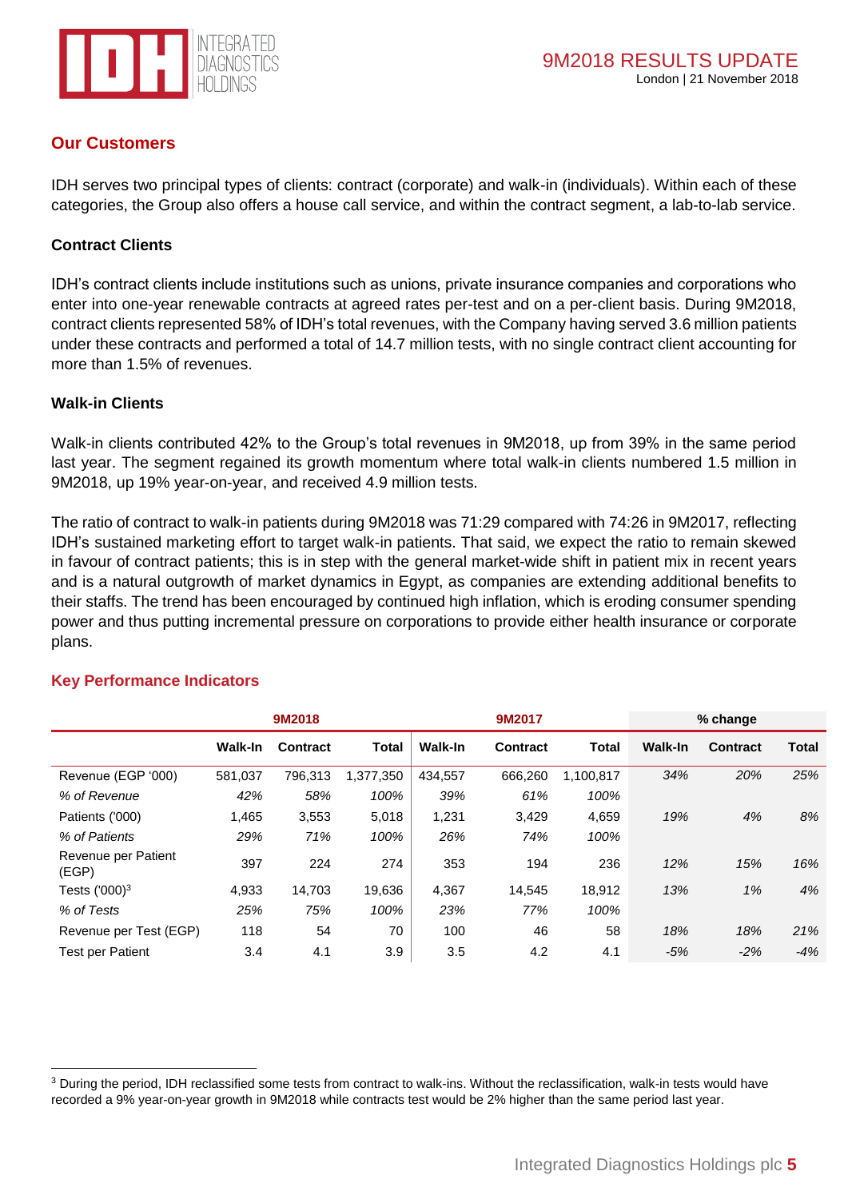## Our Customers

IDH serves two principal types of clients: contract (corporate) and walk-in (individuals). Within each of these categories, the Group also offers a house call service, and within the contract segment, a lab-to-lab service.

### Contract Clients

IDH's contract clients include institutions such as unions, private insurance companies and corporations who enter into one-year renewable contracts at agreed rates per-test and on a per-client basis. During 9M2018, contract clients represented 58% of IDH's total revenues, with the Company having served 3.6 million patients under these contracts and performed a total of 14.7 million tests, with no single contract client accounting for more than 1.5% of revenues.

### Walk-in Clients

Walk-in clients contributed 42% to the Group's total revenues in 9M2018, up from 39% in the same period last year. The segment regained its growth momentum where total walk-in clients numbered 1.5 million in 9M2018, up 19% year-on-year, and received 4.9 million tests.

The ratio of contract to walk-in patients during 9M2018 was 71:29 compared with 74:26 in 9M2017, reflecting IDH's sustained marketing effort to target walk-in patients. That said, we expect the ratio to remain skewed in favour of contract patients; this is in step with the general market-wide shift in patient mix in recent years and is a natural outgrowth of market dynamics in Egypt, as companies are extending additional benefits to their staffs. The trend has been encouraged by continued high inflation, which is eroding consumer spending power and thus putting incremental pressure on corporations to provide either health insurance or corporate plans.

## Key Performance Indicators

| | 9M2018 | | | 9M2017 | | | % change | | |
|---|---|---|---|---|---|---|---|---|---|
| | **Walk-In** | **Contract** | **Total** | **Walk-In** | **Contract** | **Total** | **Walk-In** | **Contract** | **Total** |
| Revenue (EGP '000) | 581,037 | 796,313 | 1,377,350 | 434,557 | 666,260 | 1,100,817 | *34%* | *20%* | *25%* |
| *% of Revenue* | *42%* | *58%* | *100%* | *39%* | *61%* | *100%* | | | |
| Patients ('000) | 1,465 | 3,553 | 5,018 | 1,231 | 3,429 | 4,659 | *19%* | *4%* | *8%* |
| *% of Patients* | *29%* | *71%* | *100%* | *26%* | *74%* | *100%* | | | |
| Revenue per Patient (EGP) | 397 | 224 | 274 | 353 | 194 | 236 | *12%* | *15%* | *16%* |
| Tests ('000)[3] | 4,933 | 14,703 | 19,636 | 4,367 | 14,545 | 18,912 | *13%* | *1%* | *4%* |
| *% of Tests* | *25%* | *75%* | *100%* | *23%* | *77%* | *100%* | | | |
| Revenue per Test (EGP) | 118 | 54 | 70 | 100 | 46 | 58 | *18%* | *18%* | *21%* |
| Test per Patient | 3.4 | 4.1 | 3.9 | 3.5 | 4.2 | 4.1 | *-5%* | *-2%* | *-4%* |

[3] During the period, IDH reclassified some tests from contract to walk-ins. Without the reclassification, walk-in tests would have recorded a 9% year-on-year growth in 9M2018 while contracts test would be 2% higher than the same period last year.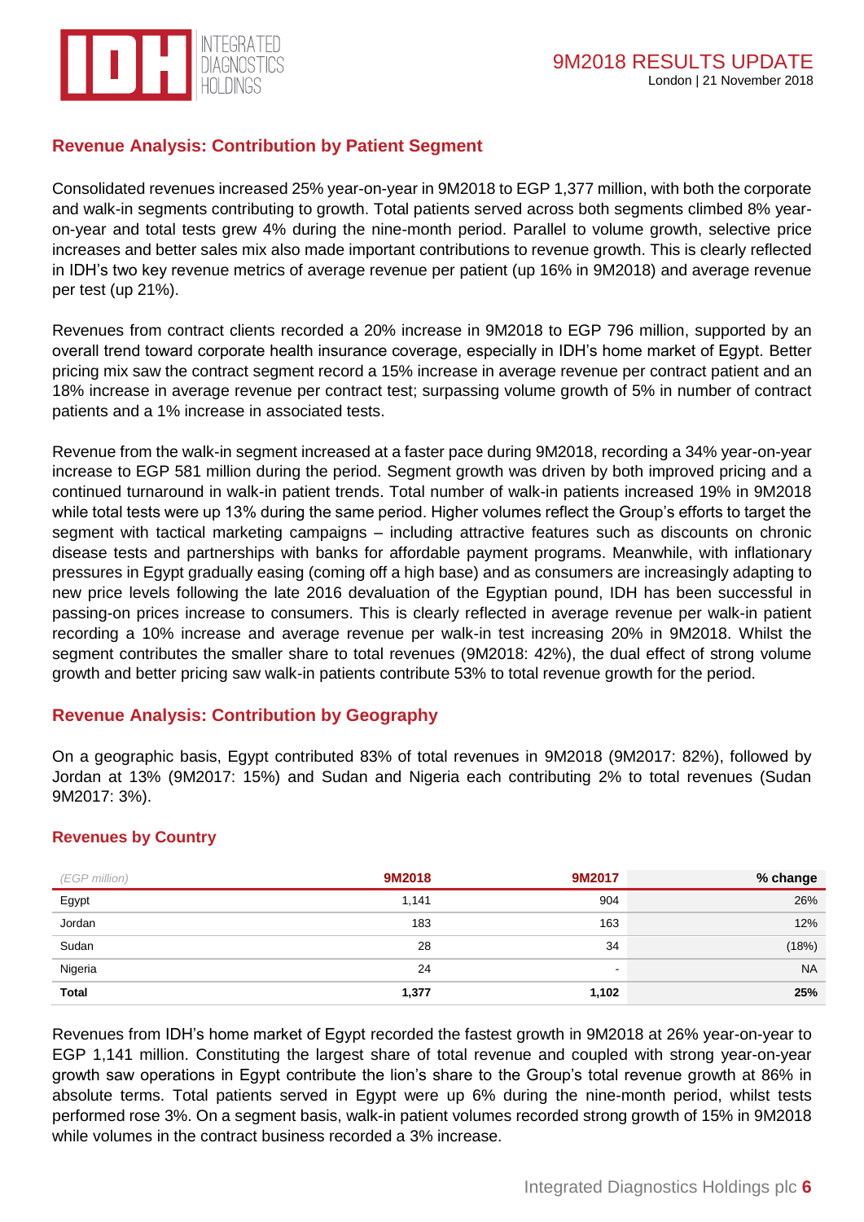## Revenue Analysis: Contribution by Patient Segment

Consolidated revenues increased 25% year-on-year in 9M2018 to EGP 1,377 million, with both the corporate and walk-in segments contributing to growth. Total patients served across both segments climbed 8% year-on-year and total tests grew 4% during the nine-month period. Parallel to volume growth, selective price increases and better sales mix also made important contributions to revenue growth. This is clearly reflected in IDH's two key revenue metrics of average revenue per patient (up 16% in 9M2018) and average revenue per test (up 21%).

Revenues from contract clients recorded a 20% increase in 9M2018 to EGP 796 million, supported by an overall trend toward corporate health insurance coverage, especially in IDH's home market of Egypt. Better pricing mix saw the contract segment record a 15% increase in average revenue per contract patient and an 18% increase in average revenue per contract test; surpassing volume growth of 5% in number of contract patients and a 1% increase in associated tests.

Revenue from the walk-in segment increased at a faster pace during 9M2018, recording a 34% year-on-year increase to EGP 581 million during the period. Segment growth was driven by both improved pricing and a continued turnaround in walk-in patient trends. Total number of walk-in patients increased 19% in 9M2018 while total tests were up 13% during the same period. Higher volumes reflect the Group's efforts to target the segment with tactical marketing campaigns – including attractive features such as discounts on chronic disease tests and partnerships with banks for affordable payment programs. Meanwhile, with inflationary pressures in Egypt gradually easing (coming off a high base) and as consumers are increasingly adapting to new price levels following the late 2016 devaluation of the Egyptian pound, IDH has been successful in passing-on prices increase to consumers. This is clearly reflected in average revenue per walk-in patient recording a 10% increase and average revenue per walk-in test increasing 20% in 9M2018. Whilst the segment contributes the smaller share to total revenues (9M2018: 42%), the dual effect of strong volume growth and better pricing saw walk-in patients contribute 53% to total revenue growth for the period.

## Revenue Analysis: Contribution by Geography

On a geographic basis, Egypt contributed 83% of total revenues in 9M2018 (9M2017: 82%), followed by Jordan at 13% (9M2017: 15%) and Sudan and Nigeria each contributing 2% to total revenues (Sudan 9M2017: 3%).

### Revenues by Country

| *(EGP million)* | 9M2018 | 9M2017 | % change |
|---|---|---|---|
| Egypt | 1,141 | 904 | 26% |
| Jordan | 183 | 163 | 12% |
| Sudan | 28 | 34 | (18%) |
| Nigeria | 24 | - | NA |
| **Total** | **1,377** | **1,102** | **25%** |

Revenues from IDH's home market of Egypt recorded the fastest growth in 9M2018 at 26% year-on-year to EGP 1,141 million. Constituting the largest share of total revenue and coupled with strong year-on-year growth saw operations in Egypt contribute the lion's share to the Group's total revenue growth at 86% in absolute terms. Total patients served in Egypt were up 6% during the nine-month period, whilst tests performed rose 3%. On a segment basis, walk-in patient volumes recorded strong growth of 15% in 9M2018 while volumes in the contract business recorded a 3% increase.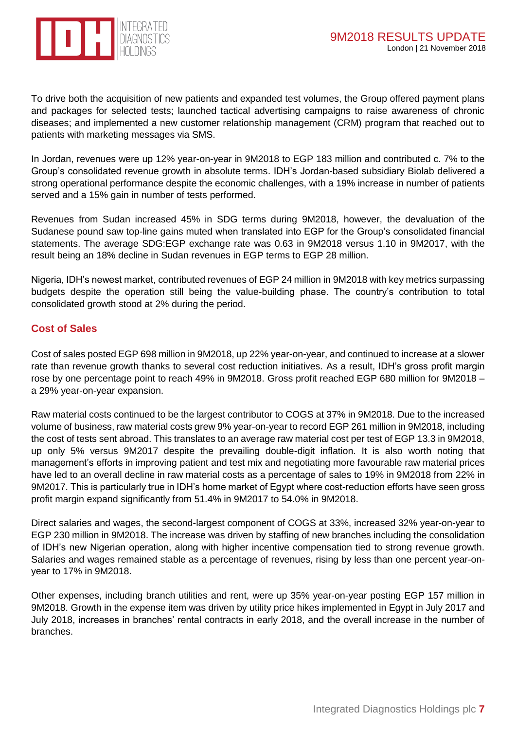To drive both the acquisition of new patients and expanded test volumes, the Group offered payment plans and packages for selected tests; launched tactical advertising campaigns to raise awareness of chronic diseases; and implemented a new customer relationship management (CRM) program that reached out to patients with marketing messages via SMS.

In Jordan, revenues were up 12% year-on-year in 9M2018 to EGP 183 million and contributed c. 7% to the Group's consolidated revenue growth in absolute terms. IDH's Jordan-based subsidiary Biolab delivered a strong operational performance despite the economic challenges, with a 19% increase in number of patients served and a 15% gain in number of tests performed.

Revenues from Sudan increased 45% in SDG terms during 9M2018, however, the devaluation of the Sudanese pound saw top-line gains muted when translated into EGP for the Group's consolidated financial statements. The average SDG:EGP exchange rate was 0.63 in 9M2018 versus 1.10 in 9M2017, with the result being an 18% decline in Sudan revenues in EGP terms to EGP 28 million.

Nigeria, IDH's newest market, contributed revenues of EGP 24 million in 9M2018 with key metrics surpassing budgets despite the operation still being the value-building phase. The country's contribution to total consolidated growth stood at 2% during the period.

## Cost of Sales

Cost of sales posted EGP 698 million in 9M2018, up 22% year-on-year, and continued to increase at a slower rate than revenue growth thanks to several cost reduction initiatives. As a result, IDH's gross profit margin rose by one percentage point to reach 49% in 9M2018. Gross profit reached EGP 680 million for 9M2018 – a 29% year-on-year expansion.

Raw material costs continued to be the largest contributor to COGS at 37% in 9M2018. Due to the increased volume of business, raw material costs grew 9% year-on-year to record EGP 261 million in 9M2018, including the cost of tests sent abroad. This translates to an average raw material cost per test of EGP 13.3 in 9M2018, up only 5% versus 9M2017 despite the prevailing double-digit inflation. It is also worth noting that management's efforts in improving patient and test mix and negotiating more favourable raw material prices have led to an overall decline in raw material costs as a percentage of sales to 19% in 9M2018 from 22% in 9M2017. This is particularly true in IDH's home market of Egypt where cost-reduction efforts have seen gross profit margin expand significantly from 51.4% in 9M2017 to 54.0% in 9M2018.

Direct salaries and wages, the second-largest component of COGS at 33%, increased 32% year-on-year to EGP 230 million in 9M2018. The increase was driven by staffing of new branches including the consolidation of IDH's new Nigerian operation, along with higher incentive compensation tied to strong revenue growth. Salaries and wages remained stable as a percentage of revenues, rising by less than one percent year-on-year to 17% in 9M2018.

Other expenses, including branch utilities and rent, were up 35% year-on-year posting EGP 157 million in 9M2018. Growth in the expense item was driven by utility price hikes implemented in Egypt in July 2017 and July 2018, increases in branches' rental contracts in early 2018, and the overall increase in the number of branches.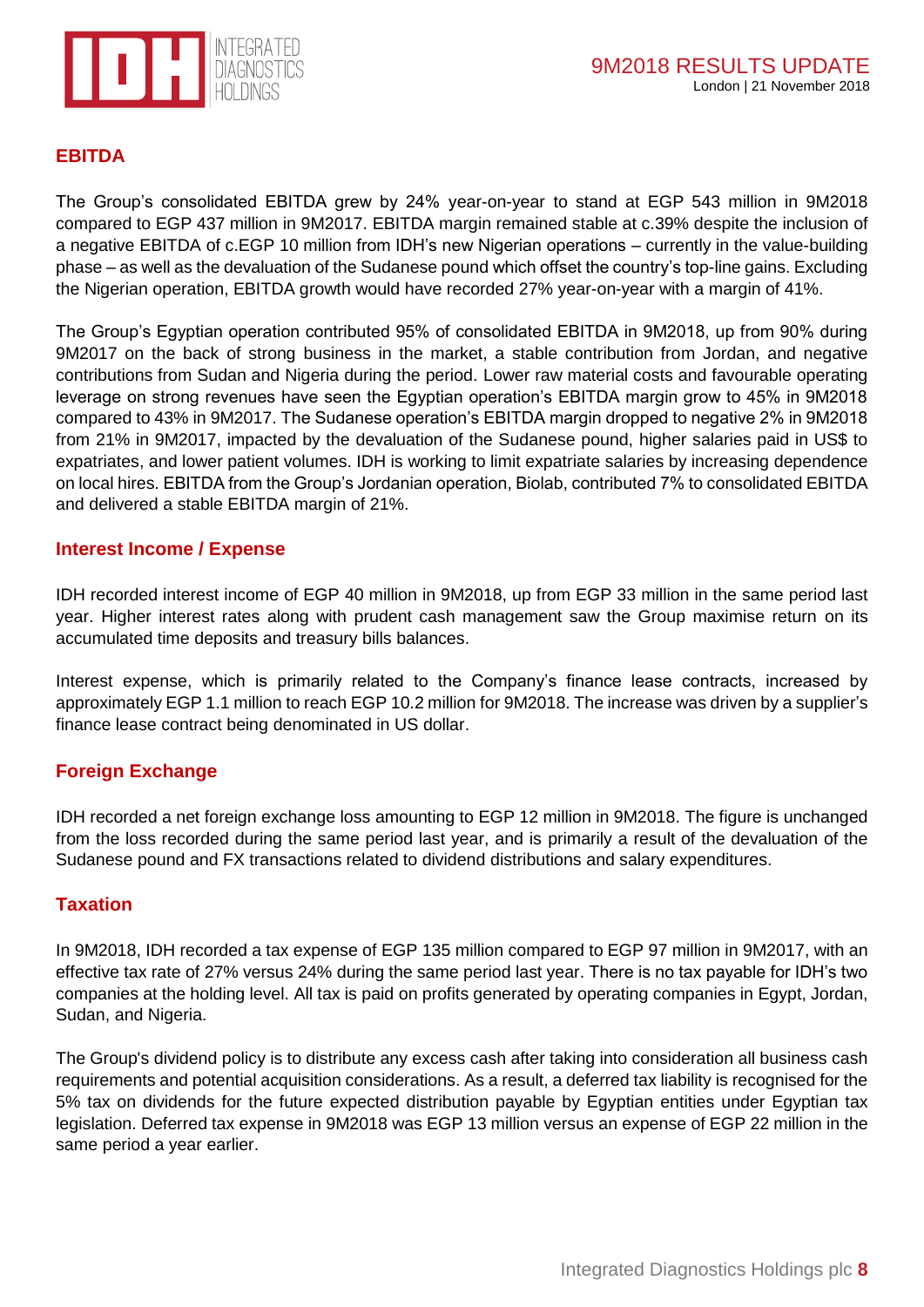## EBITDA

The Group's consolidated EBITDA grew by 24% year-on-year to stand at EGP 543 million in 9M2018 compared to EGP 437 million in 9M2017. EBITDA margin remained stable at c.39% despite the inclusion of a negative EBITDA of c.EGP 10 million from IDH's new Nigerian operations – currently in the value-building phase – as well as the devaluation of the Sudanese pound which offset the country's top-line gains. Excluding the Nigerian operation, EBITDA growth would have recorded 27% year-on-year with a margin of 41%.

The Group's Egyptian operation contributed 95% of consolidated EBITDA in 9M2018, up from 90% during 9M2017 on the back of strong business in the market, a stable contribution from Jordan, and negative contributions from Sudan and Nigeria during the period. Lower raw material costs and favourable operating leverage on strong revenues have seen the Egyptian operation's EBITDA margin grow to 45% in 9M2018 compared to 43% in 9M2017. The Sudanese operation's EBITDA margin dropped to negative 2% in 9M2018 from 21% in 9M2017, impacted by the devaluation of the Sudanese pound, higher salaries paid in US$ to expatriates, and lower patient volumes. IDH is working to limit expatriate salaries by increasing dependence on local hires. EBITDA from the Group's Jordanian operation, Biolab, contributed 7% to consolidated EBITDA and delivered a stable EBITDA margin of 21%.

## Interest Income / Expense

IDH recorded interest income of EGP 40 million in 9M2018, up from EGP 33 million in the same period last year. Higher interest rates along with prudent cash management saw the Group maximise return on its accumulated time deposits and treasury bills balances.

Interest expense, which is primarily related to the Company's finance lease contracts, increased by approximately EGP 1.1 million to reach EGP 10.2 million for 9M2018. The increase was driven by a supplier's finance lease contract being denominated in US dollar.

## Foreign Exchange

IDH recorded a net foreign exchange loss amounting to EGP 12 million in 9M2018. The figure is unchanged from the loss recorded during the same period last year, and is primarily a result of the devaluation of the Sudanese pound and FX transactions related to dividend distributions and salary expenditures.

## Taxation

In 9M2018, IDH recorded a tax expense of EGP 135 million compared to EGP 97 million in 9M2017, with an effective tax rate of 27% versus 24% during the same period last year. There is no tax payable for IDH's two companies at the holding level. All tax is paid on profits generated by operating companies in Egypt, Jordan, Sudan, and Nigeria.

The Group's dividend policy is to distribute any excess cash after taking into consideration all business cash requirements and potential acquisition considerations. As a result, a deferred tax liability is recognised for the 5% tax on dividends for the future expected distribution payable by Egyptian entities under Egyptian tax legislation. Deferred tax expense in 9M2018 was EGP 13 million versus an expense of EGP 22 million in the same period a year earlier.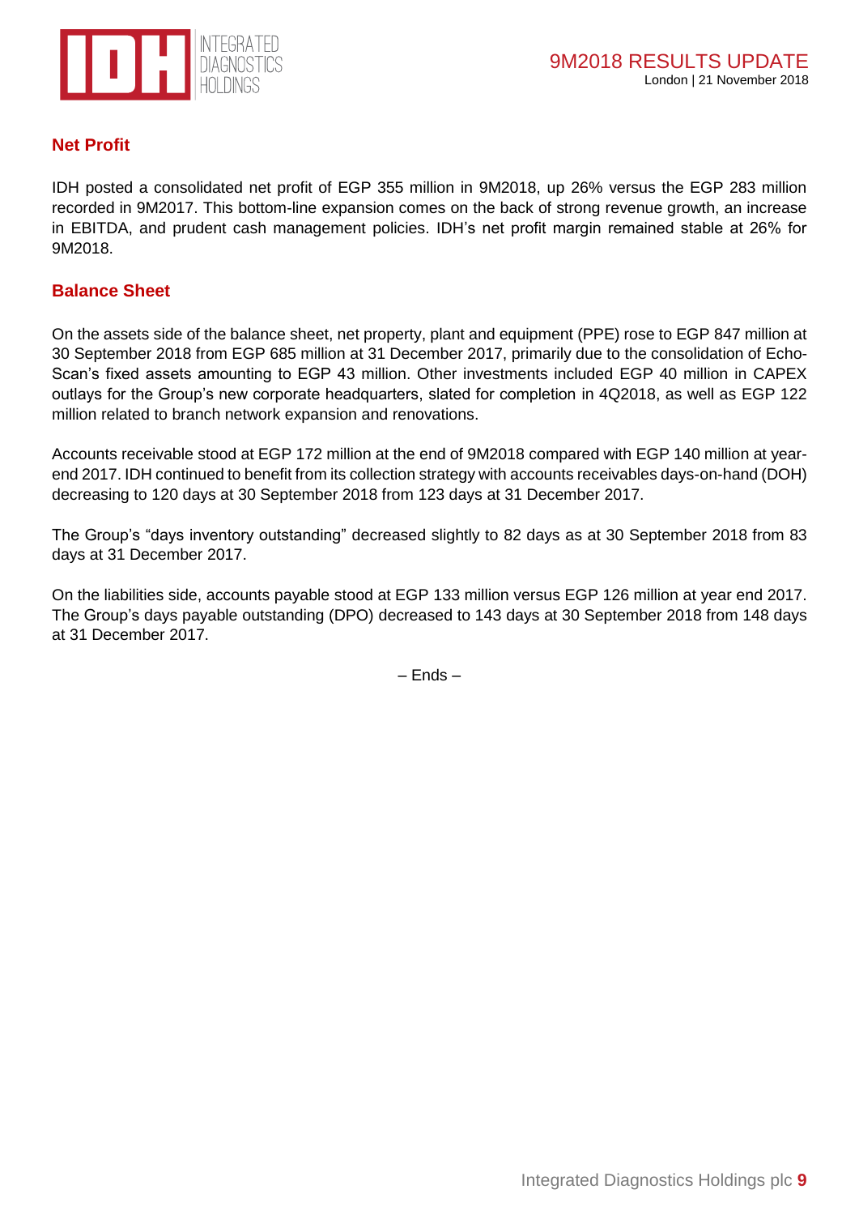## Net Profit

IDH posted a consolidated net profit of EGP 355 million in 9M2018, up 26% versus the EGP 283 million recorded in 9M2017. This bottom-line expansion comes on the back of strong revenue growth, an increase in EBITDA, and prudent cash management policies. IDH's net profit margin remained stable at 26% for 9M2018.

## Balance Sheet

On the assets side of the balance sheet, net property, plant and equipment (PPE) rose to EGP 847 million at 30 September 2018 from EGP 685 million at 31 December 2017, primarily due to the consolidation of Echo-Scan's fixed assets amounting to EGP 43 million. Other investments included EGP 40 million in CAPEX outlays for the Group's new corporate headquarters, slated for completion in 4Q2018, as well as EGP 122 million related to branch network expansion and renovations.

Accounts receivable stood at EGP 172 million at the end of 9M2018 compared with EGP 140 million at year-end 2017. IDH continued to benefit from its collection strategy with accounts receivables days-on-hand (DOH) decreasing to 120 days at 30 September 2018 from 123 days at 31 December 2017.

The Group's "days inventory outstanding" decreased slightly to 82 days as at 30 September 2018 from 83 days at 31 December 2017.

On the liabilities side, accounts payable stood at EGP 133 million versus EGP 126 million at year end 2017. The Group's days payable outstanding (DPO) decreased to 143 days at 30 September 2018 from 148 days at 31 December 2017.

– Ends –